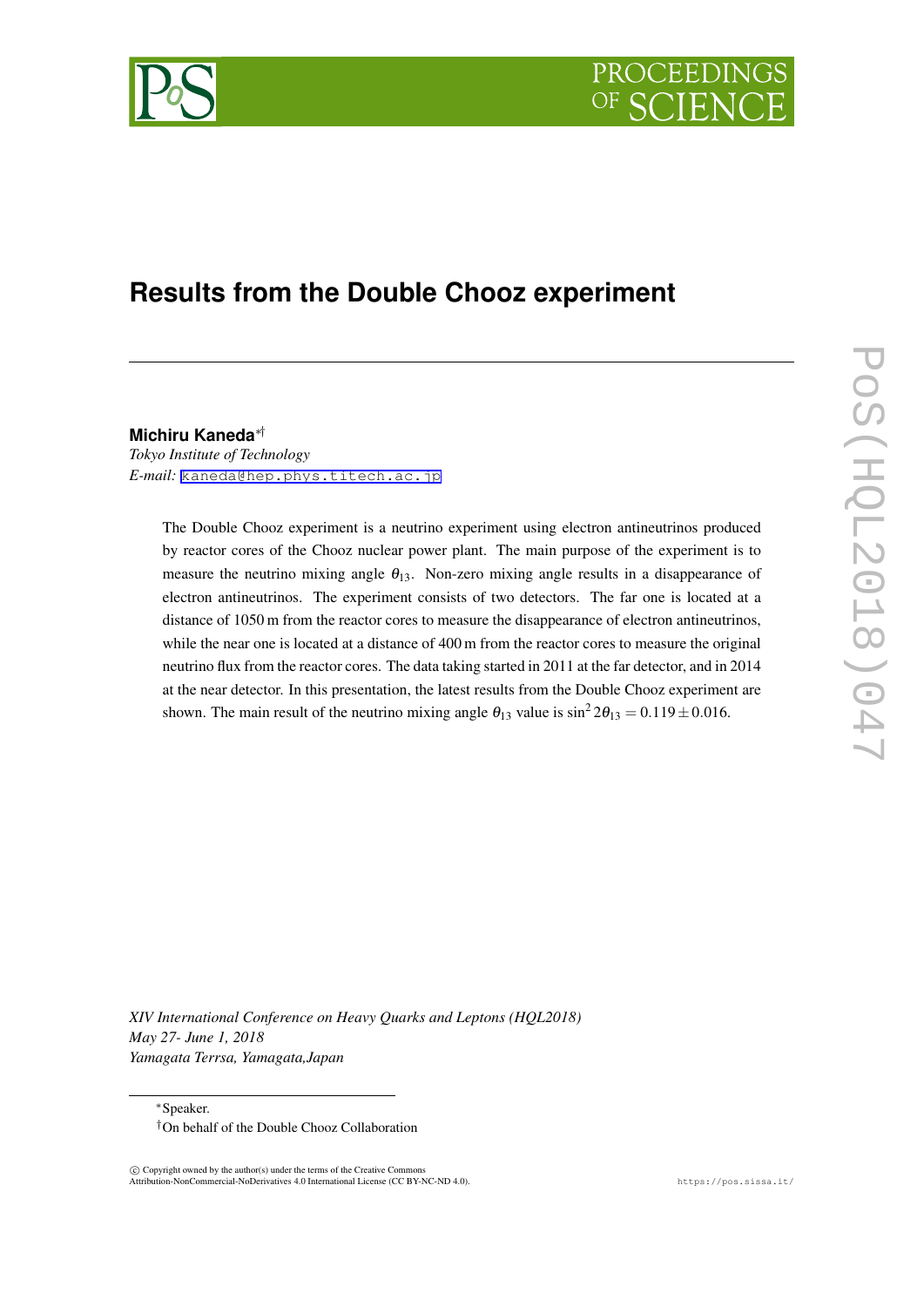# Results from the Double Chooz experiment

**Michiru Kaneda**[*†]
*Tokyo Institute of Technology*
*E-mail:* kaneda@hep.phys.titech.ac.jp

The Double Chooz experiment is a neutrino experiment using electron antineutrinos produced by reactor cores of the Chooz nuclear power plant. The main purpose of the experiment is to measure the neutrino mixing angle $\theta_{13}$. Non-zero mixing angle results in a disappearance of electron antineutrinos. The experiment consists of two detectors. The far one is located at a distance of 1050 m from the reactor cores to measure the disappearance of electron antineutrinos, while the near one is located at a distance of 400 m from the reactor cores to measure the original neutrino flux from the reactor cores. The data taking started in 2011 at the far detector, and in 2014 at the near detector. In this presentation, the latest results from the Double Chooz experiment are shown. The main result of the neutrino mixing angle $\theta_{13}$ value is $\sin^2 2\theta_{13} = 0.119 \pm 0.016$.

*XIV International Conference on Heavy Quarks and Leptons (HQL2018)*
*May 27- June 1, 2018*
*Yamagata Terrsa, Yamagata,Japan*

[*] Speaker.
[†] On behalf of the Double Chooz Collaboration

© Copyright owned by the author(s) under the terms of the Creative Commons Attribution-NonCommercial-NoDerivatives 4.0 International License (CC BY-NC-ND 4.0).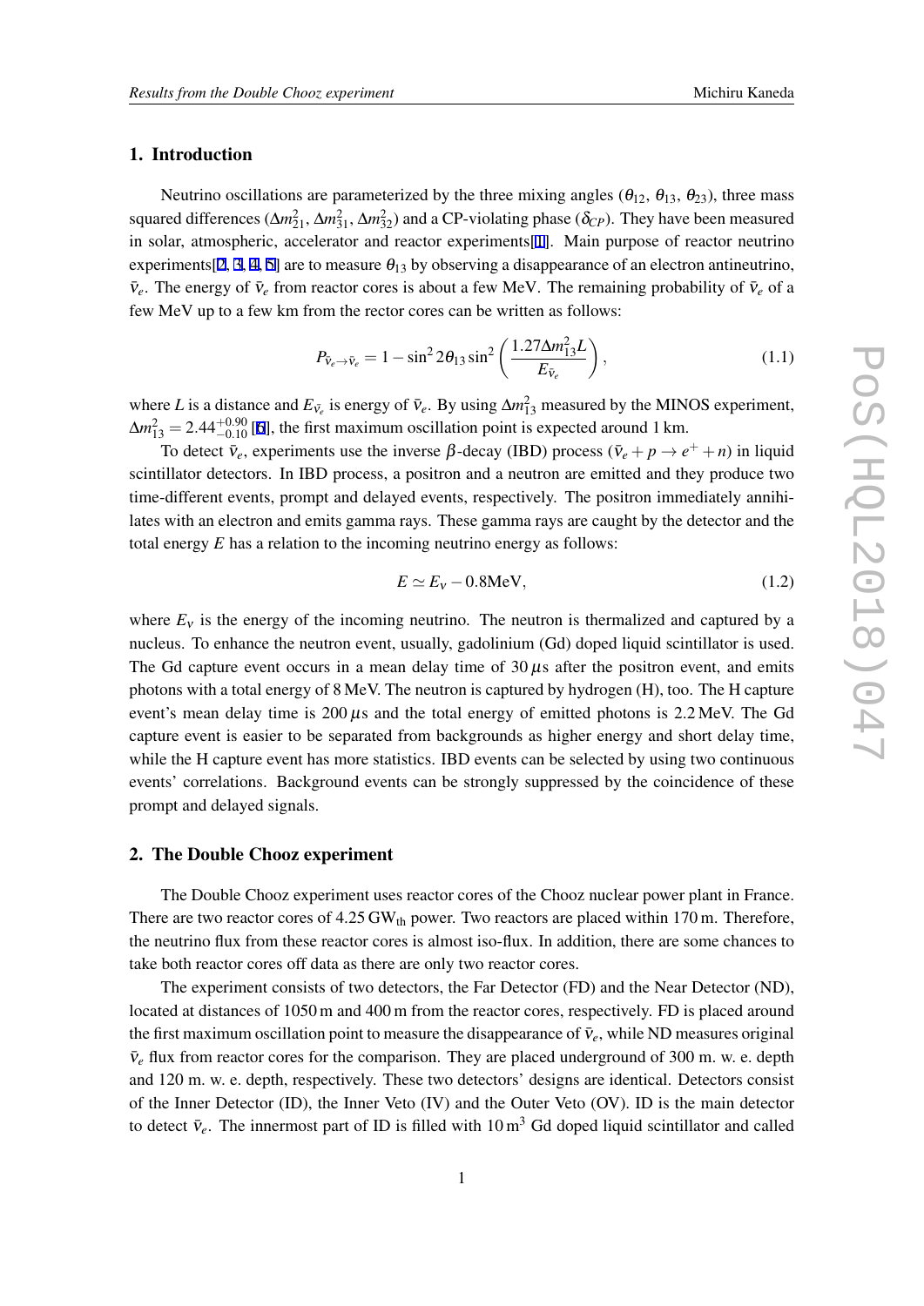## 1. Introduction

Neutrino oscillations are parameterized by the three mixing angles ($\theta_{12}$, $\theta_{13}$, $\theta_{23}$), three mass squared differences ($\Delta m^2_{21}$, $\Delta m^2_{31}$, $\Delta m^2_{32}$) and a CP-violating phase ($\delta_{CP}$). They have been measured in solar, atmospheric, accelerator and reactor experiments[1]. Main purpose of reactor neutrino experiments[2, 3, 4, 5] are to measure $\theta_{13}$ by observing a disappearance of an electron antineutrino, $\bar{\nu}_e$. The energy of $\bar{\nu}_e$ from reactor cores is about a few MeV. The remaining probability of $\bar{\nu}_e$ of a few MeV up to a few km from the rector cores can be written as follows:

$$P_{\bar{\nu}_e \to \bar{\nu}_e} = 1 - \sin^2 2\theta_{13} \sin^2 \left( \frac{1.27 \Delta m^2_{13} L}{E_{\bar{\nu}_e}} \right), \tag{1.1}$$

where $L$ is a distance and $E_{\bar{\nu}_e}$ is energy of $\bar{\nu}_e$. By using $\Delta m^2_{13}$ measured by the MINOS experiment, $\Delta m^2_{13} = 2.44^{+0.90}_{-0.10}$ [6], the first maximum oscillation point is expected around 1 km.

To detect $\bar{\nu}_e$, experiments use the inverse $\beta$-decay (IBD) process ($\bar{\nu}_e + p \to e^+ + n$) in liquid scintillator detectors. In IBD process, a positron and a neutron are emitted and they produce two time-different events, prompt and delayed events, respectively. The positron immediately annihilates with an electron and emits gamma rays. These gamma rays are caught by the detector and the total energy $E$ has a relation to the incoming neutrino energy as follows:

$$E \simeq E_\nu - 0.8\,\text{MeV}, \tag{1.2}$$

where $E_\nu$ is the energy of the incoming neutrino. The neutron is thermalized and captured by a nucleus. To enhance the neutron event, usually, gadolinium (Gd) doped liquid scintillator is used. The Gd capture event occurs in a mean delay time of $30\,\mu$s after the positron event, and emits photons with a total energy of 8 MeV. The neutron is captured by hydrogen (H), too. The H capture event's mean delay time is $200\,\mu$s and the total energy of emitted photons is 2.2 MeV. The Gd capture event is easier to be separated from backgrounds as higher energy and short delay time, while the H capture event has more statistics. IBD events can be selected by using two continuous events' correlations. Background events can be strongly suppressed by the coincidence of these prompt and delayed signals.

## 2. The Double Chooz experiment

The Double Chooz experiment uses reactor cores of the Chooz nuclear power plant in France. There are two reactor cores of 4.25 $\text{GW}_{\text{th}}$ power. Two reactors are placed within 170 m. Therefore, the neutrino flux from these reactor cores is almost iso-flux. In addition, there are some chances to take both reactor cores off data as there are only two reactor cores.

The experiment consists of two detectors, the Far Detector (FD) and the Near Detector (ND), located at distances of 1050 m and 400 m from the reactor cores, respectively. FD is placed around the first maximum oscillation point to measure the disappearance of $\bar{\nu}_e$, while ND measures original $\bar{\nu}_e$ flux from reactor cores for the comparison. They are placed underground of 300 m. w. e. depth and 120 m. w. e. depth, respectively. These two detectors' designs are identical. Detectors consist of the Inner Detector (ID), the Inner Veto (IV) and the Outer Veto (OV). ID is the main detector to detect $\bar{\nu}_e$. The innermost part of ID is filled with 10 $\text{m}^3$ Gd doped liquid scintillator and called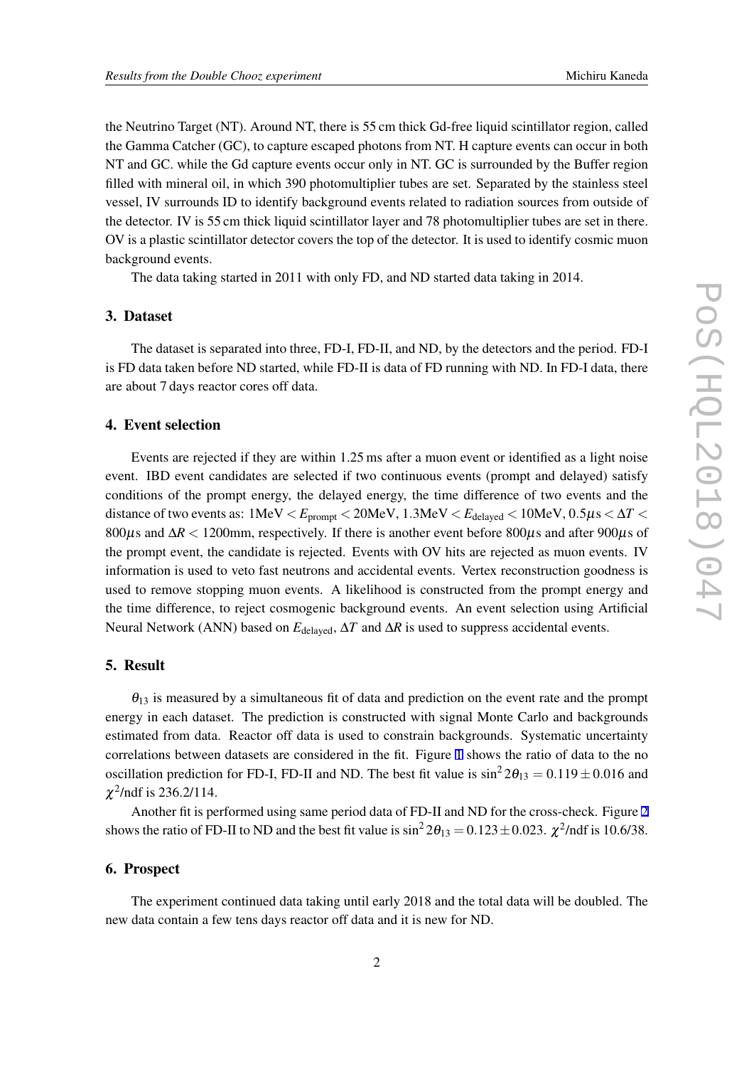the Neutrino Target (NT). Around NT, there is 55 cm thick Gd-free liquid scintillator region, called the Gamma Catcher (GC), to capture escaped photons from NT. H capture events can occur in both NT and GC. while the Gd capture events occur only in NT. GC is surrounded by the Buffer region filled with mineral oil, in which 390 photomultiplier tubes are set. Separated by the stainless steel vessel, IV surrounds ID to identify background events related to radiation sources from outside of the detector. IV is 55 cm thick liquid scintillator layer and 78 photomultiplier tubes are set in there. OV is a plastic scintillator detector covers the top of the detector. It is used to identify cosmic muon background events.

The data taking started in 2011 with only FD, and ND started data taking in 2014.

## 3. Dataset

The dataset is separated into three, FD-I, FD-II, and ND, by the detectors and the period. FD-I is FD data taken before ND started, while FD-II is data of FD running with ND. In FD-I data, there are about 7 days reactor cores off data.

## 4. Event selection

Events are rejected if they are within 1.25 ms after a muon event or identified as a light noise event. IBD event candidates are selected if two continuous events (prompt and delayed) satisfy conditions of the prompt energy, the delayed energy, the time difference of two events and the distance of two events as: $1\text{MeV} < E_{\text{prompt}} < 20\text{MeV}$, $1.3\text{MeV} < E_{\text{delayed}} < 10\text{MeV}$, $0.5\mu\text{s} < \Delta T < 800\mu\text{s}$ and $\Delta R < 1200\text{mm}$, respectively. If there is another event before $800\mu$s and after $900\mu$s of the prompt event, the candidate is rejected. Events with OV hits are rejected as muon events. IV information is used to veto fast neutrons and accidental events. Vertex reconstruction goodness is used to remove stopping muon events. A likelihood is constructed from the prompt energy and the time difference, to reject cosmogenic background events. An event selection using Artificial Neural Network (ANN) based on $E_{\text{delayed}}$, $\Delta T$ and $\Delta R$ is used to suppress accidental events.

## 5. Result

$\theta_{13}$ is measured by a simultaneous fit of data and prediction on the event rate and the prompt energy in each dataset. The prediction is constructed with signal Monte Carlo and backgrounds estimated from data. Reactor off data is used to constrain backgrounds. Systematic uncertainty correlations between datasets are considered in the fit. Figure 1 shows the ratio of data to the no oscillation prediction for FD-I, FD-II and ND. The best fit value is $\sin^2 2\theta_{13} = 0.119 \pm 0.016$ and $\chi^2$/ndf is 236.2/114.

Another fit is performed using same period data of FD-II and ND for the cross-check. Figure 2 shows the ratio of FD-II to ND and the best fit value is $\sin^2 2\theta_{13} = 0.123 \pm 0.023$. $\chi^2$/ndf is 10.6/38.

## 6. Prospect

The experiment continued data taking until early 2018 and the total data will be doubled. The new data contain a few tens days reactor off data and it is new for ND.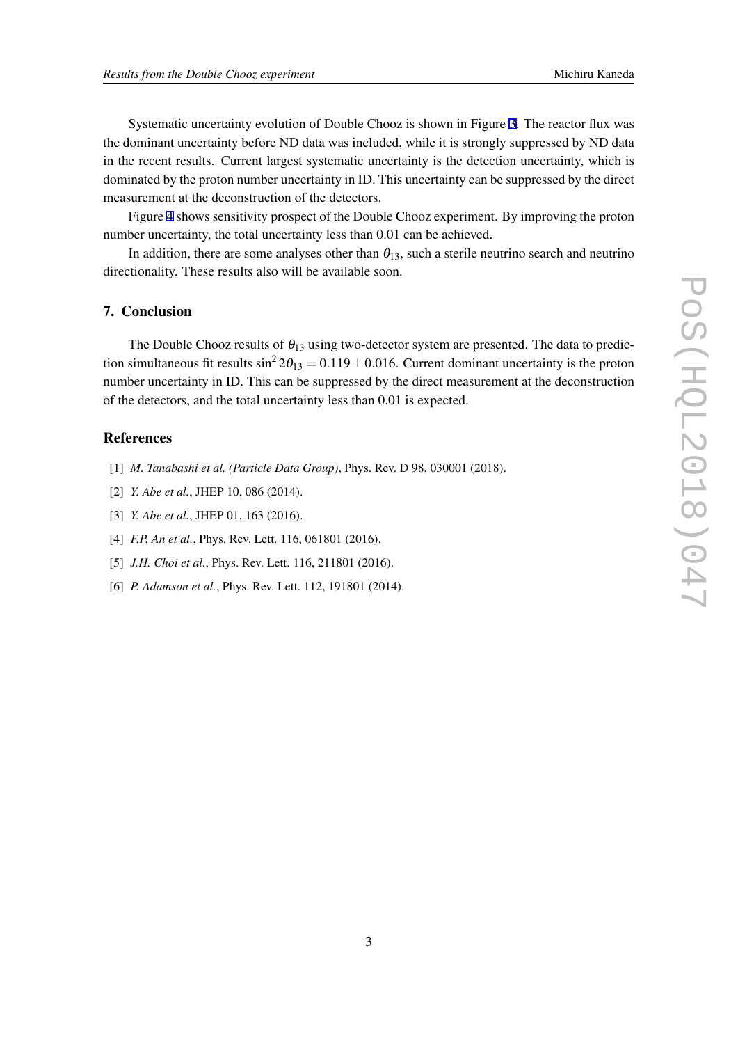Systematic uncertainty evolution of Double Chooz is shown in Figure 3. The reactor flux was the dominant uncertainty before ND data was included, while it is strongly suppressed by ND data in the recent results. Current largest systematic uncertainty is the detection uncertainty, which is dominated by the proton number uncertainty in ID. This uncertainty can be suppressed by the direct measurement at the deconstruction of the detectors.

Figure 4 shows sensitivity prospect of the Double Chooz experiment. By improving the proton number uncertainty, the total uncertainty less than 0.01 can be achieved.

In addition, there are some analyses other than $\theta_{13}$, such a sterile neutrino search and neutrino directionality. These results also will be available soon.

## 7. Conclusion

The Double Chooz results of $\theta_{13}$ using two-detector system are presented. The data to prediction simultaneous fit results $\sin^2 2\theta_{13} = 0.119 \pm 0.016$. Current dominant uncertainty is the proton number uncertainty in ID. This can be suppressed by the direct measurement at the deconstruction of the detectors, and the total uncertainty less than 0.01 is expected.

## References

[1] *M. Tanabashi et al. (Particle Data Group)*, Phys. Rev. D 98, 030001 (2018).

[2] *Y. Abe et al.*, JHEP 10, 086 (2014).

[3] *Y. Abe et al.*, JHEP 01, 163 (2016).

[4] *F.P. An et al.*, Phys. Rev. Lett. 116, 061801 (2016).

[5] *J.H. Choi et al.*, Phys. Rev. Lett. 116, 211801 (2016).

[6] *P. Adamson et al.*, Phys. Rev. Lett. 112, 191801 (2014).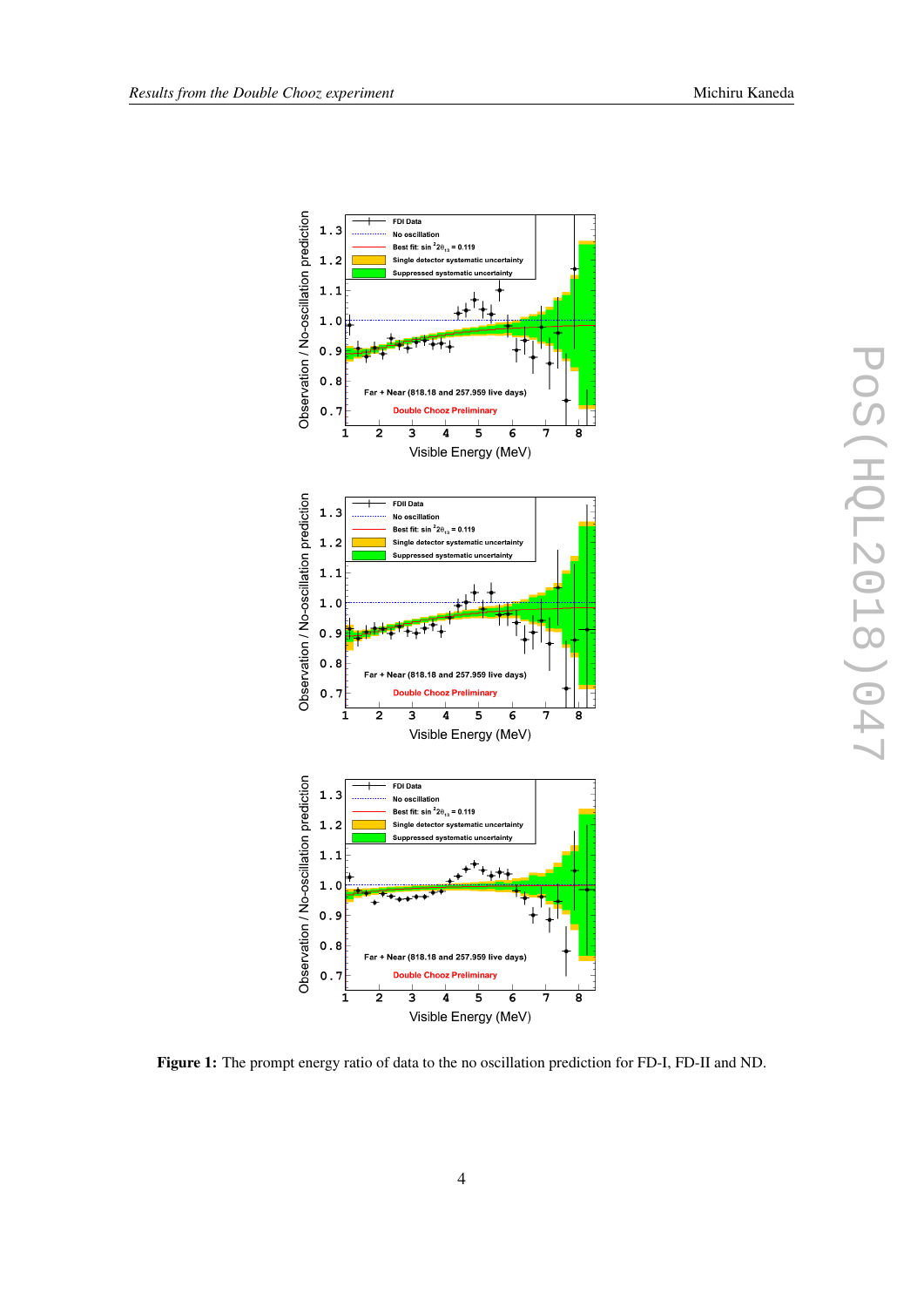**Figure 1:** The prompt energy ratio of data to the no oscillation prediction for FD-I, FD-II and ND.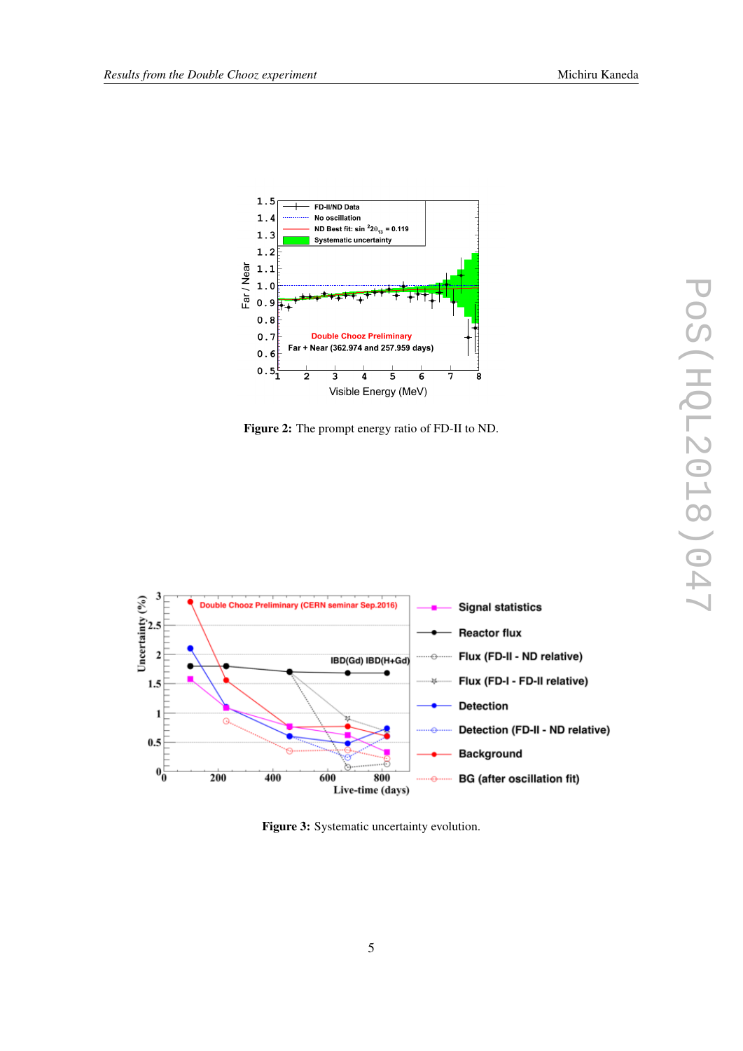**Figure 2:** The prompt energy ratio of FD-II to ND.

**Figure 3:** Systematic uncertainty evolution.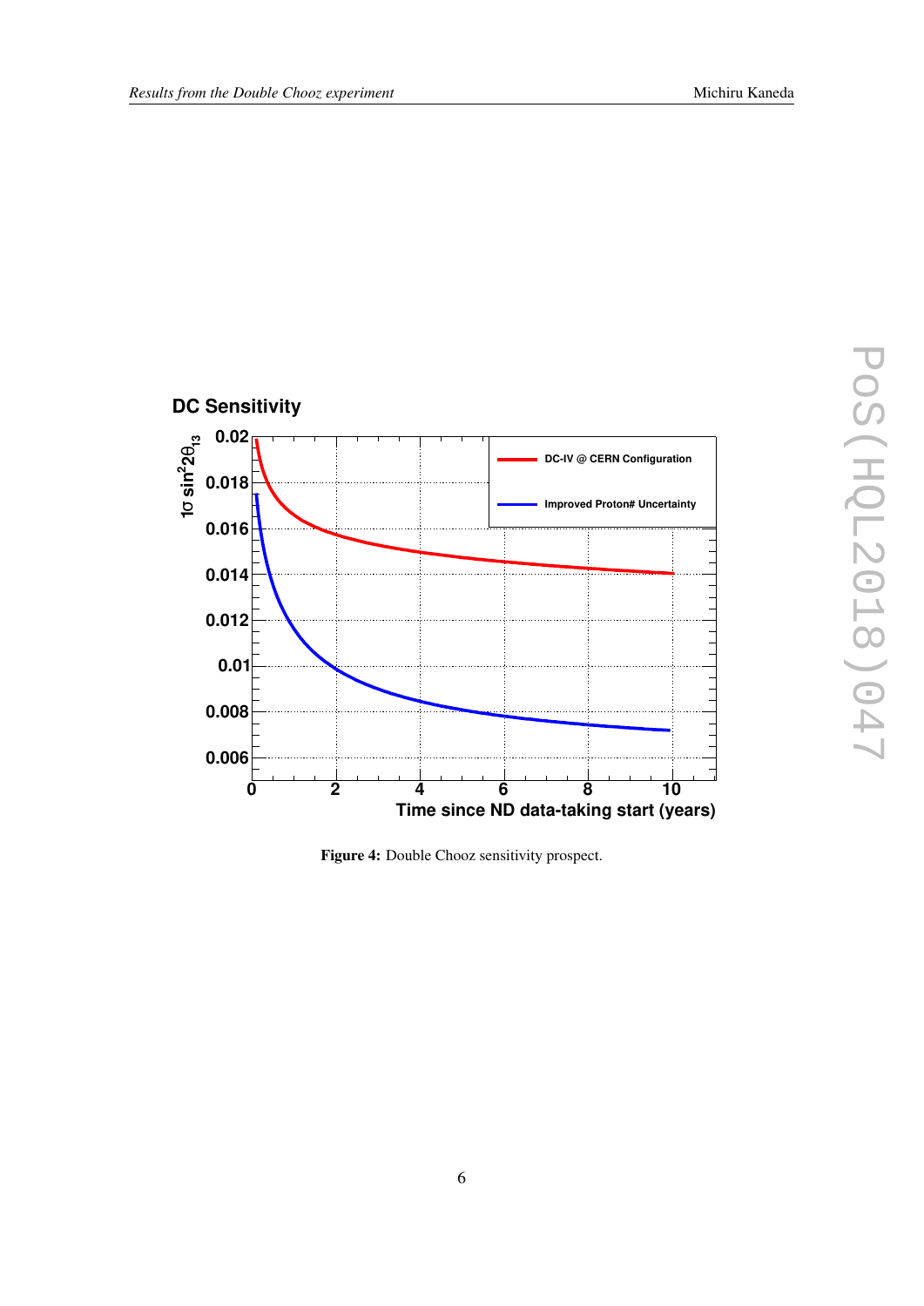DC Sensitivity

$1\sigma \sin^2 2\theta_{13}$

0.02
0.018
0.016
0.014
0.012
0.01
0.008
0.006

0
2
4
6
8
10

Time since ND data-taking start (years)

DC-IV @ CERN Configuration

Improved Proton# Uncertainty

**Figure 4:** Double Chooz sensitivity prospect.